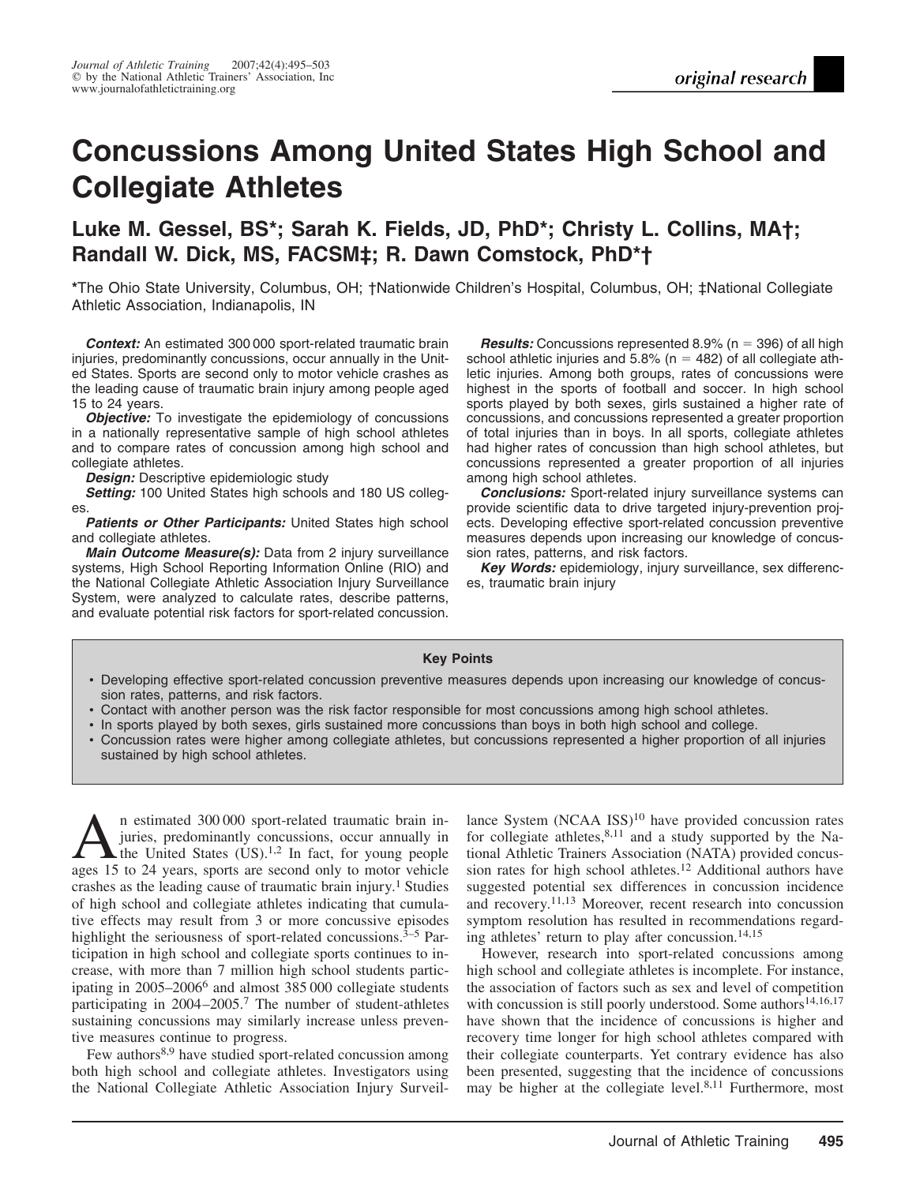# Concussions Among United States High School and Collegiate Athletes

**Luke M. Gessel, BS\*; Sarah K. Fields, JD, PhD\*; Christy L. Collins, MA†; Randall W. Dick, MS, FACSM‡; R. Dawn Comstock, PhD\*†**

\*The Ohio State University, Columbus, OH; †Nationwide Children's Hospital, Columbus, OH; ‡National Collegiate Athletic Association, Indianapolis, IN

***Context:*** An estimated 300 000 sport-related traumatic brain injuries, predominantly concussions, occur annually in the United States. Sports are second only to motor vehicle crashes as the leading cause of traumatic brain injury among people aged 15 to 24 years.

***Objective:*** To investigate the epidemiology of concussions in a nationally representative sample of high school athletes and to compare rates of concussion among high school and collegiate athletes.

***Design:*** Descriptive epidemiologic study

***Setting:*** 100 United States high schools and 180 US colleges.

***Patients or Other Participants:*** United States high school and collegiate athletes.

***Main Outcome Measure(s):*** Data from 2 injury surveillance systems, High School Reporting Information Online (RIO) and the National Collegiate Athletic Association Injury Surveillance System, were analyzed to calculate rates, describe patterns, and evaluate potential risk factors for sport-related concussion.

***Results:*** Concussions represented 8.9% (n = 396) of all high school athletic injuries and 5.8% (n = 482) of all collegiate athletic injuries. Among both groups, rates of concussions were highest in the sports of football and soccer. In high school sports played by both sexes, girls sustained a higher rate of concussions, and concussions represented a greater proportion of total injuries than in boys. In all sports, collegiate athletes had higher rates of concussion than high school athletes, but concussions represented a greater proportion of all injuries among high school athletes.

***Conclusions:*** Sport-related injury surveillance systems can provide scientific data to drive targeted injury-prevention projects. Developing effective sport-related concussion preventive measures depends upon increasing our knowledge of concussion rates, patterns, and risk factors.

***Key Words:*** epidemiology, injury surveillance, sex differences, traumatic brain injury

**Key Points**

- Developing effective sport-related concussion preventive measures depends upon increasing our knowledge of concussion rates, patterns, and risk factors.
- Contact with another person was the risk factor responsible for most concussions among high school athletes.
- In sports played by both sexes, girls sustained more concussions than boys in both high school and college.
- Concussion rates were higher among collegiate athletes, but concussions represented a higher proportion of all injuries sustained by high school athletes.

An estimated 300 000 sport-related traumatic brain injuries, predominantly concussions, occur annually in the United States (US).[1,2] In fact, for young people ages 15 to 24 years, sports are second only to motor vehicle crashes as the leading cause of traumatic brain injury.[1] Studies of high school and collegiate athletes indicating that cumulative effects may result from 3 or more concussive episodes highlight the seriousness of sport-related concussions.[3–5] Participation in high school and collegiate sports continues to increase, with more than 7 million high school students participating in 2005–2006[6] and almost 385 000 collegiate students participating in 2004–2005.[7] The number of student-athletes sustaining concussions may similarly increase unless preventive measures continue to progress.

Few authors[8,9] have studied sport-related concussion among both high school and collegiate athletes. Investigators using the National Collegiate Athletic Association Injury Surveillance System (NCAA ISS)[10] have provided concussion rates for collegiate athletes,[8,11] and a study supported by the National Athletic Trainers Association (NATA) provided concussion rates for high school athletes.[12] Additional authors have suggested potential sex differences in concussion incidence and recovery.[11,13] Moreover, recent research into concussion symptom resolution has resulted in recommendations regarding athletes' return to play after concussion.[14,15]

However, research into sport-related concussions among high school and collegiate athletes is incomplete. For instance, the association of factors such as sex and level of competition with concussion is still poorly understood. Some authors[14,16,17] have shown that the incidence of concussions is higher and recovery time longer for high school athletes compared with their collegiate counterparts. Yet contrary evidence has also been presented, suggesting that the incidence of concussions may be higher at the collegiate level.[8,11] Furthermore, most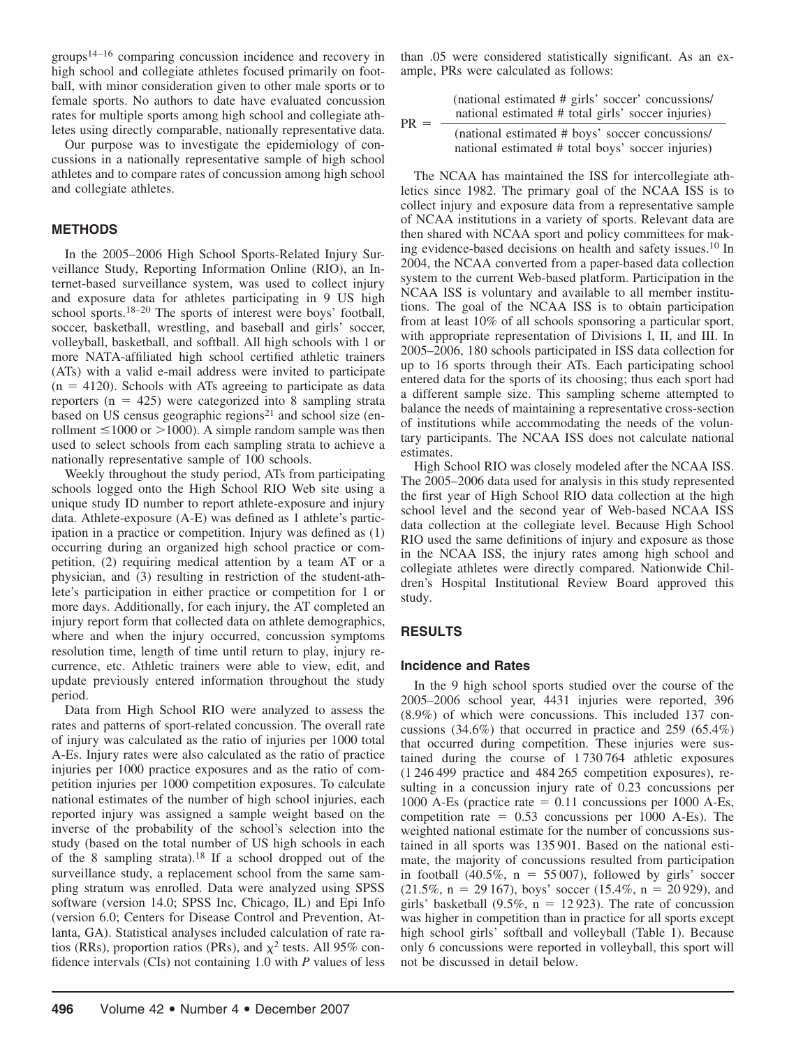groups[14–16] comparing concussion incidence and recovery in high school and collegiate athletes focused primarily on football, with minor consideration given to other male sports or to female sports. No authors to date have evaluated concussion rates for multiple sports among high school and collegiate athletes using directly comparable, nationally representative data.

Our purpose was to investigate the epidemiology of concussions in a nationally representative sample of high school athletes and to compare rates of concussion among high school and collegiate athletes.

## METHODS

In the 2005–2006 High School Sports-Related Injury Surveillance Study, Reporting Information Online (RIO), an Internet-based surveillance system, was used to collect injury and exposure data for athletes participating in 9 US high school sports.[18–20] The sports of interest were boys' football, soccer, basketball, wrestling, and baseball and girls' soccer, volleyball, basketball, and softball. All high schools with 1 or more NATA-affiliated high school certified athletic trainers (ATs) with a valid e-mail address were invited to participate (n = 4120). Schools with ATs agreeing to participate as data reporters (n = 425) were categorized into 8 sampling strata based on US census geographic regions[21] and school size (enrollment ≤1000 or >1000). A simple random sample was then used to select schools from each sampling strata to achieve a nationally representative sample of 100 schools.

Weekly throughout the study period, ATs from participating schools logged onto the High School RIO Web site using a unique study ID number to report athlete-exposure and injury data. Athlete-exposure (A-E) was defined as 1 athlete's participation in a practice or competition. Injury was defined as (1) occurring during an organized high school practice or competition, (2) requiring medical attention by a team AT or a physician, and (3) resulting in restriction of the student-athlete's participation in either practice or competition for 1 or more days. Additionally, for each injury, the AT completed an injury report form that collected data on athlete demographics, where and when the injury occurred, concussion symptoms resolution time, length of time until return to play, injury recurrence, etc. Athletic trainers were able to view, edit, and update previously entered information throughout the study period.

Data from High School RIO were analyzed to assess the rates and patterns of sport-related concussion. The overall rate of injury was calculated as the ratio of injuries per 1000 total A-Es. Injury rates were also calculated as the ratio of practice injuries per 1000 practice exposures and as the ratio of competition injuries per 1000 competition exposures. To calculate national estimates of the number of high school injuries, each reported injury was assigned a sample weight based on the inverse of the probability of the school's selection into the study (based on the total number of US high schools in each of the 8 sampling strata).[18] If a school dropped out of the surveillance study, a replacement school from the same sampling stratum was enrolled. Data were analyzed using SPSS software (version 14.0; SPSS Inc, Chicago, IL) and Epi Info (version 6.0; Centers for Disease Control and Prevention, Atlanta, GA). Statistical analyses included calculation of rate ratios (RRs), proportion ratios (PRs), and $\chi^2$ tests. All 95% confidence intervals (CIs) not containing 1.0 with *P* values of less than .05 were considered statistically significant. As an example, PRs were calculated as follows:

$$PR = \frac{\text{(national estimated \# girls' soccer concussions/ national estimated \# total girls' soccer injuries)}}{\text{(national estimated \# boys' soccer concussions/ national estimated \# total boys' soccer injuries)}}$$

The NCAA has maintained the ISS for intercollegiate athletics since 1982. The primary goal of the NCAA ISS is to collect injury and exposure data from a representative sample of NCAA institutions in a variety of sports. Relevant data are then shared with NCAA sport and policy committees for making evidence-based decisions on health and safety issues.[10] In 2004, the NCAA converted from a paper-based data collection system to the current Web-based platform. Participation in the NCAA ISS is voluntary and available to all member institutions. The goal of the NCAA ISS is to obtain participation from at least 10% of all schools sponsoring a particular sport, with appropriate representation of Divisions I, II, and III. In 2005–2006, 180 schools participated in ISS data collection for up to 16 sports through their ATs. Each participating school entered data for the sports of its choosing; thus each sport had a different sample size. This sampling scheme attempted to balance the needs of maintaining a representative cross-section of institutions while accommodating the needs of the voluntary participants. The NCAA ISS does not calculate national estimates.

High School RIO was closely modeled after the NCAA ISS. The 2005–2006 data used for analysis in this study represented the first year of High School RIO data collection at the high school level and the second year of Web-based NCAA ISS data collection at the collegiate level. Because High School RIO used the same definitions of injury and exposure as those in the NCAA ISS, the injury rates among high school and collegiate athletes were directly compared. Nationwide Children's Hospital Institutional Review Board approved this study.

## RESULTS

### Incidence and Rates

In the 9 high school sports studied over the course of the 2005–2006 school year, 4431 injuries were reported, 396 (8.9%) of which were concussions. This included 137 concussions (34.6%) that occurred in practice and 259 (65.4%) that occurred during competition. These injuries were sustained during the course of 1 730 764 athletic exposures (1 246 499 practice and 484 265 competition exposures), resulting in a concussion injury rate of 0.23 concussions per 1000 A-Es (practice rate = 0.11 concussions per 1000 A-Es, competition rate = 0.53 concussions per 1000 A-Es). The weighted national estimate for the number of concussions sustained in all sports was 135 901. Based on the national estimate, the majority of concussions resulted from participation in football (40.5%, n = 55 007), followed by girls' soccer (21.5%, n = 29 167), boys' soccer (15.4%, n = 20 929), and girls' basketball (9.5%, n = 12 923). The rate of concussion was higher in competition than in practice for all sports except high school girls' softball and volleyball (Table 1). Because only 6 concussions were reported in volleyball, this sport will not be discussed in detail below.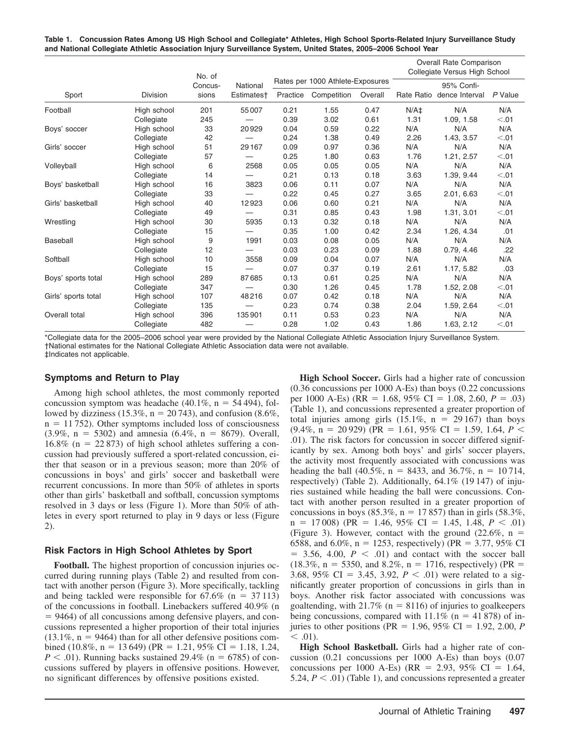**Table 1. Concussion Rates Among US High School and Collegiate* Athletes, High School Sports-Related Injury Surveillance Study and National Collegiate Athletic Association Injury Surveillance System, United States, 2005–2006 School Year**

| Sport | Division | No. of Concussions | National Estimates† | Rates per 1000 Athlete-Exposures | | | Overall Rate Comparison Collegiate Versus High School | | |
|---|---|---|---|---|---|---|---|---|---|
| | | | | Practice | Competition | Overall | Rate Ratio | 95% Confidence Interval | *P* Value |
| Football | High school | 201 | 55 007 | 0.21 | 1.55 | 0.47 | N/A‡ | N/A | N/A |
| | Collegiate | 245 | — | 0.39 | 3.02 | 0.61 | 1.31 | 1.09, 1.58 | <.01 |
| Boys' soccer | High school | 33 | 20 929 | 0.04 | 0.59 | 0.22 | N/A | N/A | N/A |
| | Collegiate | 42 | — | 0.24 | 1.38 | 0.49 | 2.26 | 1.43, 3.57 | <.01 |
| Girls' soccer | High school | 51 | 29 167 | 0.09 | 0.97 | 0.36 | N/A | N/A | N/A |
| | Collegiate | 57 | — | 0.25 | 1.80 | 0.63 | 1.76 | 1.21, 2.57 | <.01 |
| Volleyball | High school | 6 | 2568 | 0.05 | 0.05 | 0.05 | N/A | N/A | N/A |
| | Collegiate | 14 | — | 0.21 | 0.13 | 0.18 | 3.63 | 1.39, 9.44 | <.01 |
| Boys' basketball | High school | 16 | 3823 | 0.06 | 0.11 | 0.07 | N/A | N/A | N/A |
| | Collegiate | 33 | — | 0.22 | 0.45 | 0.27 | 3.65 | 2.01, 6.63 | <.01 |
| Girls' basketball | High school | 40 | 12 923 | 0.06 | 0.60 | 0.21 | N/A | N/A | N/A |
| | Collegiate | 49 | — | 0.31 | 0.85 | 0.43 | 1.98 | 1.31, 3.01 | <.01 |
| Wrestling | High school | 30 | 5935 | 0.13 | 0.32 | 0.18 | N/A | N/A | N/A |
| | Collegiate | 15 | — | 0.35 | 1.00 | 0.42 | 2.34 | 1.26, 4.34 | .01 |
| Baseball | High school | 9 | 1991 | 0.03 | 0.08 | 0.05 | N/A | N/A | N/A |
| | Collegiate | 12 | — | 0.03 | 0.23 | 0.09 | 1.88 | 0.79, 4.46 | .22 |
| Softball | High school | 10 | 3558 | 0.09 | 0.04 | 0.07 | N/A | N/A | N/A |
| | Collegiate | 15 | — | 0.07 | 0.37 | 0.19 | 2.61 | 1.17, 5.82 | .03 |
| Boys' sports total | High school | 289 | 87 685 | 0.13 | 0.61 | 0.25 | N/A | N/A | N/A |
| | Collegiate | 347 | — | 0.30 | 1.26 | 0.45 | 1.78 | 1.52, 2.08 | <.01 |
| Girls' sports total | High school | 107 | 48 216 | 0.07 | 0.42 | 0.18 | N/A | N/A | N/A |
| | Collegiate | 135 | — | 0.23 | 0.74 | 0.38 | 2.04 | 1.59, 2.64 | <.01 |
| Overall total | High school | 396 | 135 901 | 0.11 | 0.53 | 0.23 | N/A | N/A | N/A |
| | Collegiate | 482 | — | 0.28 | 1.02 | 0.43 | 1.86 | 1.63, 2.12 | <.01 |

*Collegiate data for the 2005–2006 school year were provided by the National Collegiate Athletic Association Injury Surveillance System.
†National estimates for the National Collegiate Athletic Association data were not available.
‡Indicates not applicable.

## Symptoms and Return to Play

Among high school athletes, the most commonly reported concussion symptom was headache (40.1%, n = 54 494), followed by dizziness (15.3%, n = 20 743), and confusion (8.6%, n = 11 752). Other symptoms included loss of consciousness (3.9%, n = 5302) and amnesia (6.4%, n = 8679). Overall, 16.8% (n = 22 873) of high school athletes suffering a concussion had previously suffered a sport-related concussion, either that season or in a previous season; more than 20% of concussions in boys' and girls' soccer and basketball were recurrent concussions. In more than 50% of athletes in sports other than girls' basketball and softball, concussion symptoms resolved in 3 days or less (Figure 1). More than 50% of athletes in every sport returned to play in 9 days or less (Figure 2).

## Risk Factors in High School Athletes by Sport

**Football.** The highest proportion of concussion injuries occurred during running plays (Table 2) and resulted from contact with another person (Figure 3). More specifically, tackling and being tackled were responsible for 67.6% (n = 37 113) of the concussions in football. Linebackers suffered 40.9% (n = 9464) of all concussions among defensive players, and concussions represented a higher proportion of their total injuries (13.1%, n = 9464) than for all other defensive positions combined (10.8%, n = 13 649) (PR = 1.21, 95% CI = 1.18, 1.24, $P < .01$). Running backs sustained 29.4% (n = 6785) of concussions suffered by players in offensive positions. However, no significant differences by offensive positions existed.

**High School Soccer.** Girls had a higher rate of concussion (0.36 concussions per 1000 A-Es) than boys (0.22 concussions per 1000 A-Es) (RR = 1.68, 95% CI = 1.08, 2.60, $P = .03$) (Table 1), and concussions represented a greater proportion of total injuries among girls (15.1%, n = 29 167) than boys (9.4%, n = 20 929) (PR = 1.61, 95% CI = 1.59, 1.64, $P < .01$). The risk factors for concussion in soccer differed significantly by sex. Among both boys' and girls' soccer players, the activity most frequently associated with concussions was heading the ball (40.5%, n = 8433, and 36.7%, n = 10 714, respectively) (Table 2). Additionally, 64.1% (19 147) of injuries sustained while heading the ball were concussions. Contact with another person resulted in a greater proportion of concussions in boys (85.3%, n = 17 857) than in girls (58.3%, n = 17 008) (PR = 1.46, 95% CI = 1.45, 1.48, $P < .01$) (Figure 3). However, contact with the ground (22.6%, n = 6588, and 6.0%, n = 1253, respectively) (PR = 3.77, 95% CI = 3.56, 4.00, $P < .01$) and contact with the soccer ball (18.3%, n = 5350, and 8.2%, n = 1716, respectively) (PR = 3.68, 95% CI = 3.45, 3.92, $P < .01$) were related to a significantly greater proportion of concussions in girls than in boys. Another risk factor associated with concussions was goaltending, with 21.7% (n = 8116) of injuries to goalkeepers being concussions, compared with 11.1% (n = 41 878) of injuries to other positions (PR = 1.96, 95% CI = 1.92, 2.00, $P < .01$).

**High School Basketball.** Girls had a higher rate of concussion (0.21 concussions per 1000 A-Es) than boys (0.07 concussions per 1000 A-Es) (RR = 2.93, 95% CI = 1.64, 5.24, $P < .01$) (Table 1), and concussions represented a greater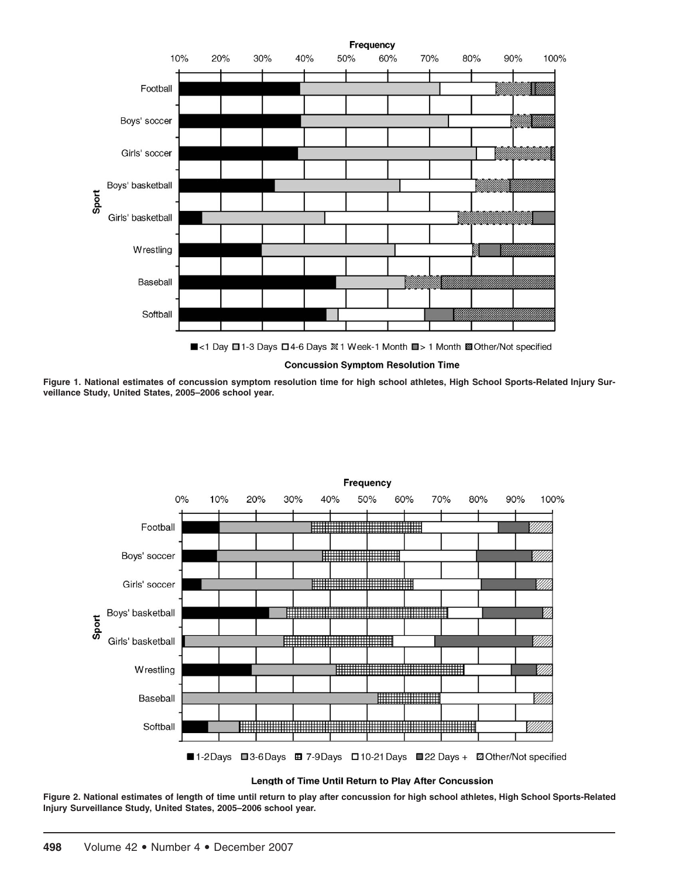Figure 1. National estimates of concussion symptom resolution time for high school athletes, High School Sports-Related Injury Surveillance Study, United States, 2005–2006 school year.

Figure 2. National estimates of length of time until return to play after concussion for high school athletes, High School Sports-Related Injury Surveillance Study, United States, 2005–2006 school year.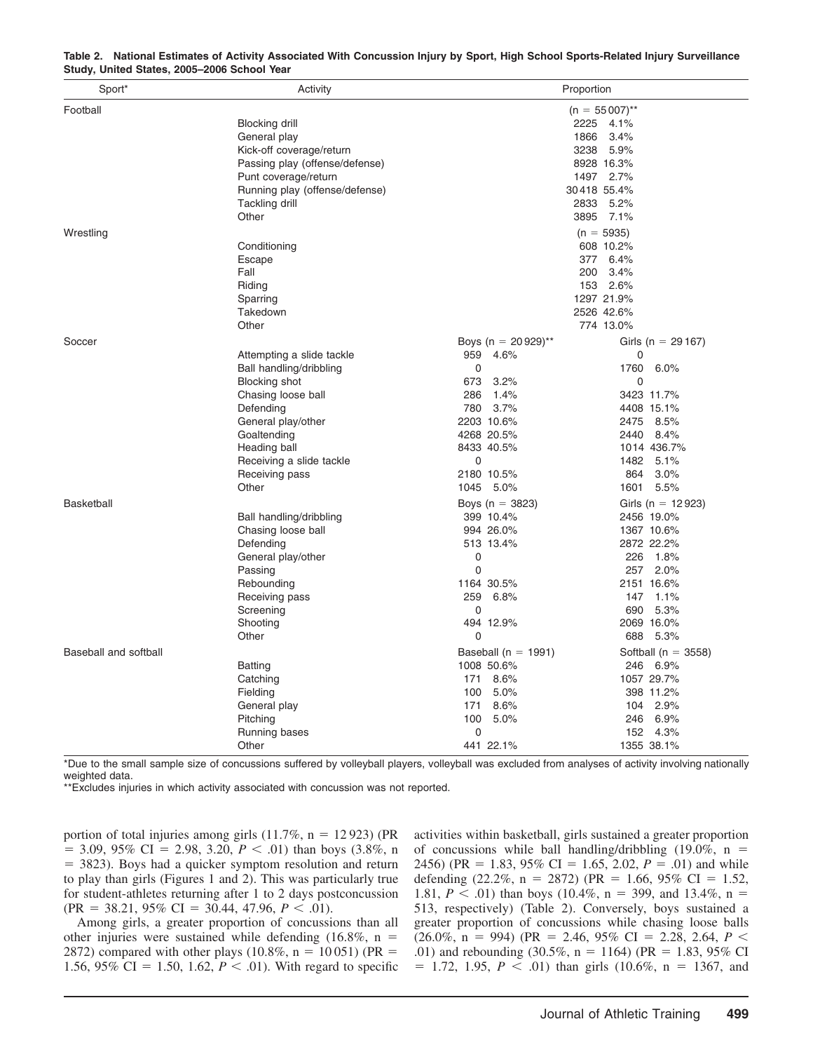**Table 2. National Estimates of Activity Associated With Concussion Injury by Sport, High School Sports-Related Injury Surveillance Study, United States, 2005–2006 School Year**

| Sport* | Activity | Proportion | |
|---|---|---|---|
| Football | | (n = 55 007)** | |
| | Blocking drill | 2225 4.1% | |
| | General play | 1866 3.4% | |
| | Kick-off coverage/return | 3238 5.9% | |
| | Passing play (offense/defense) | 8928 16.3% | |
| | Punt coverage/return | 1497 2.7% | |
| | Running play (offense/defense) | 30 418 55.4% | |
| | Tackling drill | 2833 5.2% | |
| | Other | 3895 7.1% | |
| Wrestling | | (n = 5935) | |
| | Conditioning | 608 10.2% | |
| | Escape | 377 6.4% | |
| | Fall | 200 3.4% | |
| | Riding | 153 2.6% | |
| | Sparring | 1297 21.9% | |
| | Takedown | 2526 42.6% | |
| | Other | 774 13.0% | |
| Soccer | | Boys (n = 20 929)** | Girls (n = 29 167) |
| | Attempting a slide tackle | 959 4.6% | 0 |
| | Ball handling/dribbling | 0 | 1760 6.0% |
| | Blocking shot | 673 3.2% | 0 |
| | Chasing loose ball | 286 1.4% | 3423 11.7% |
| | Defending | 780 3.7% | 4408 15.1% |
| | General play/other | 2203 10.6% | 2475 8.5% |
| | Goaltending | 4268 20.5% | 2440 8.4% |
| | Heading ball | 8433 40.5% | 1014 436.7% |
| | Receiving a slide tackle | 0 | 1482 5.1% |
| | Receiving pass | 2180 10.5% | 864 3.0% |
| | Other | 1045 5.0% | 1601 5.5% |
| Basketball | | Boys (n = 3823) | Girls (n = 12 923) |
| | Ball handling/dribbling | 399 10.4% | 2456 19.0% |
| | Chasing loose ball | 994 26.0% | 1367 10.6% |
| | Defending | 513 13.4% | 2872 22.2% |
| | General play/other | 0 | 226 1.8% |
| | Passing | 0 | 257 2.0% |
| | Rebounding | 1164 30.5% | 2151 16.6% |
| | Receiving pass | 259 6.8% | 147 1.1% |
| | Screening | 0 | 690 5.3% |
| | Shooting | 494 12.9% | 2069 16.0% |
| | Other | 0 | 688 5.3% |
| Baseball and softball | | Baseball (n = 1991) | Softball (n = 3558) |
| | Batting | 1008 50.6% | 246 6.9% |
| | Catching | 171 8.6% | 1057 29.7% |
| | Fielding | 100 5.0% | 398 11.2% |
| | General play | 171 8.6% | 104 2.9% |
| | Pitching | 100 5.0% | 246 6.9% |
| | Running bases | 0 | 152 4.3% |
| | Other | 441 22.1% | 1355 38.1% |

*Due to the small sample size of concussions suffered by volleyball players, volleyball was excluded from analyses of activity involving nationally weighted data.

**Excludes injuries in which activity associated with concussion was not reported.

portion of total injuries among girls (11.7%, n = 12 923) (PR = 3.09, 95% CI = 2.98, 3.20, $P < .01$) than boys (3.8%, n = 3823). Boys had a quicker symptom resolution and return to play than girls (Figures 1 and 2). This was particularly true for student-athletes returning after 1 to 2 days postconcussion (PR = 38.21, 95% CI = 30.44, 47.96, $P < .01$).

Among girls, a greater proportion of concussions than all other injuries were sustained while defending (16.8%, n = 2872) compared with other plays (10.8%, n = 10 051) (PR = 1.56, 95% CI = 1.50, 1.62, $P < .01$). With regard to specific activities within basketball, girls sustained a greater proportion of concussions while ball handling/dribbling (19.0%, n = 2456) (PR = 1.83, 95% CI = 1.65, 2.02, $P = .01$) and while defending (22.2%, n = 2872) (PR = 1.66, 95% CI = 1.52, 1.81, $P < .01$) than boys (10.4%, n = 399, and 13.4%, n = 513, respectively) (Table 2). Conversely, boys sustained a greater proportion of concussions while chasing loose balls (26.0%, n = 994) (PR = 2.46, 95% CI = 2.28, 2.64, $P < .01$) and rebounding (30.5%, n = 1164) (PR = 1.83, 95% CI = 1.72, 1.95, $P < .01$) than girls (10.6%, n = 1367, and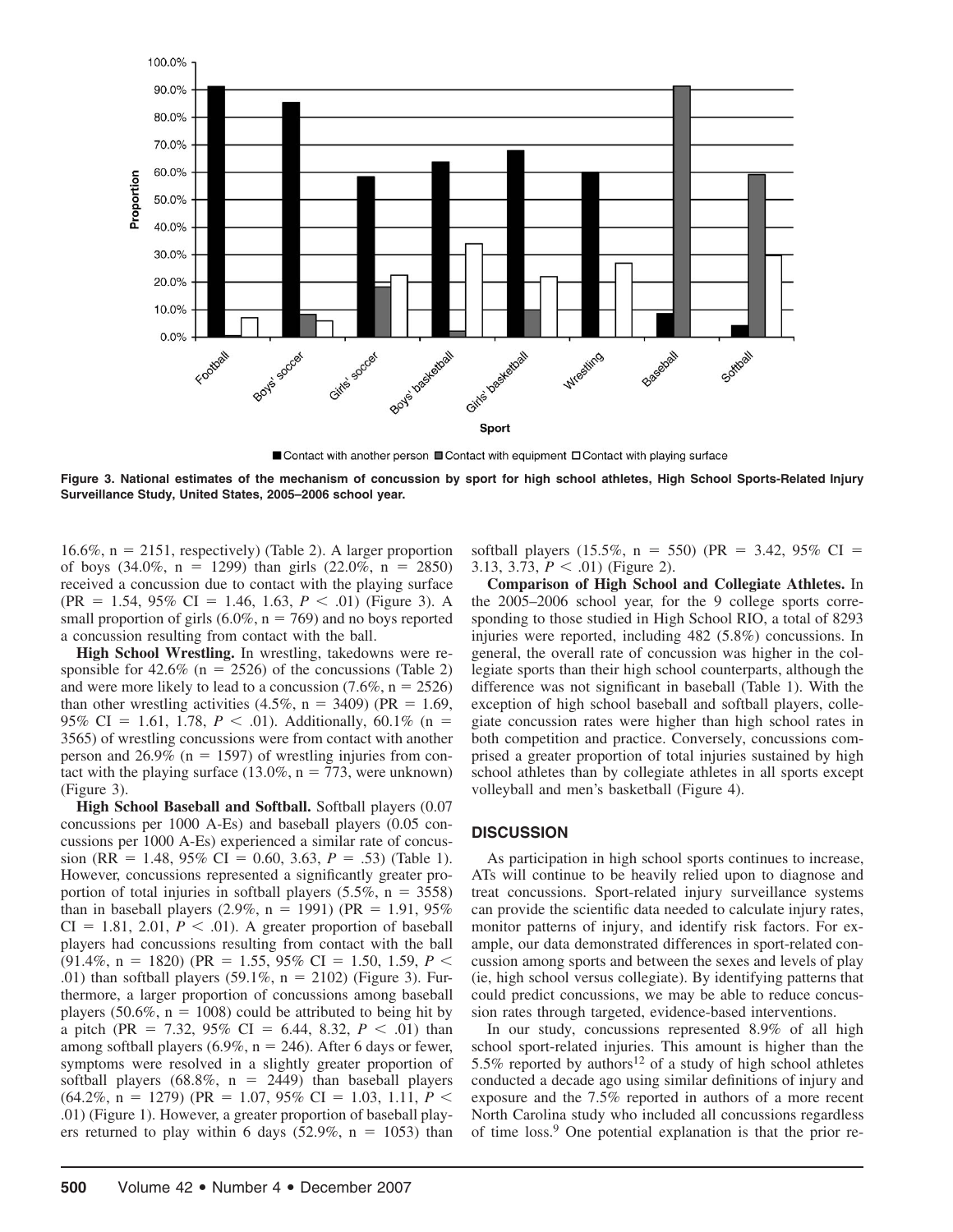Figure 3. National estimates of the mechanism of concussion by sport for high school athletes, High School Sports-Related Injury Surveillance Study, United States, 2005–2006 school year.

16.6%, n = 2151, respectively) (Table 2). A larger proportion of boys (34.0%, n = 1299) than girls (22.0%, n = 2850) received a concussion due to contact with the playing surface (PR = 1.54, 95% CI = 1.46, 1.63, $P < .01$) (Figure 3). A small proportion of girls (6.0%, n = 769) and no boys reported a concussion resulting from contact with the ball.

**High School Wrestling.** In wrestling, takedowns were responsible for 42.6% (n = 2526) of the concussions (Table 2) and were more likely to lead to a concussion (7.6%, n = 2526) than other wrestling activities (4.5%, n = 3409) (PR = 1.69, 95% CI = 1.61, 1.78, $P < .01$). Additionally, 60.1% (n = 3565) of wrestling concussions were from contact with another person and 26.9% (n = 1597) of wrestling injuries from contact with the playing surface (13.0%, n = 773, were unknown) (Figure 3).

**High School Baseball and Softball.** Softball players (0.07 concussions per 1000 A-Es) and baseball players (0.05 concussions per 1000 A-Es) experienced a similar rate of concussion (RR = 1.48, 95% CI = 0.60, 3.63, $P = .53$) (Table 1). However, concussions represented a significantly greater proportion of total injuries in softball players (5.5%, n = 3558) than in baseball players (2.9%, n = 1991) (PR = 1.91, 95% CI = 1.81, 2.01, $P < .01$). A greater proportion of baseball players had concussions resulting from contact with the ball (91.4%, n = 1820) (PR = 1.55, 95% CI = 1.50, 1.59, $P < .01$) than softball players (59.1%, n = 2102) (Figure 3). Furthermore, a larger proportion of concussions among baseball players (50.6%, n = 1008) could be attributed to being hit by a pitch (PR = 7.32, 95% CI = 6.44, 8.32, $P < .01$) than among softball players (6.9%, n = 246). After 6 days or fewer, symptoms were resolved in a slightly greater proportion of softball players (68.8%, n = 2449) than baseball players (64.2%, n = 1279) (PR = 1.07, 95% CI = 1.03, 1.11, $P < .01$) (Figure 1). However, a greater proportion of baseball players returned to play within 6 days (52.9%, n = 1053) than softball players (15.5%, n = 550) (PR = 3.42, 95% CI = 3.13, 3.73, $P < .01$) (Figure 2).

**Comparison of High School and Collegiate Athletes.** In the 2005–2006 school year, for the 9 college sports corresponding to those studied in High School RIO, a total of 8293 injuries were reported, including 482 (5.8%) concussions. In general, the overall rate of concussion was higher in the collegiate sports than their high school counterparts, although the difference was not significant in baseball (Table 1). With the exception of high school baseball and softball players, collegiate concussion rates were higher than high school rates in both competition and practice. Conversely, concussions comprised a greater proportion of total injuries sustained by high school athletes than by collegiate athletes in all sports except volleyball and men's basketball (Figure 4).

## DISCUSSION

As participation in high school sports continues to increase, ATs will continue to be heavily relied upon to diagnose and treat concussions. Sport-related injury surveillance systems can provide the scientific data needed to calculate injury rates, monitor patterns of injury, and identify risk factors. For example, our data demonstrated differences in sport-related concussion among sports and between the sexes and levels of play (ie, high school versus collegiate). By identifying patterns that could predict concussions, we may be able to reduce concussion rates through targeted, evidence-based interventions.

In our study, concussions represented 8.9% of all high school sport-related injuries. This amount is higher than the 5.5% reported by authors[12] of a study of high school athletes conducted a decade ago using similar definitions of injury and exposure and the 7.5% reported in authors of a more recent North Carolina study who included all concussions regardless of time loss.[9] One potential explanation is that the prior re-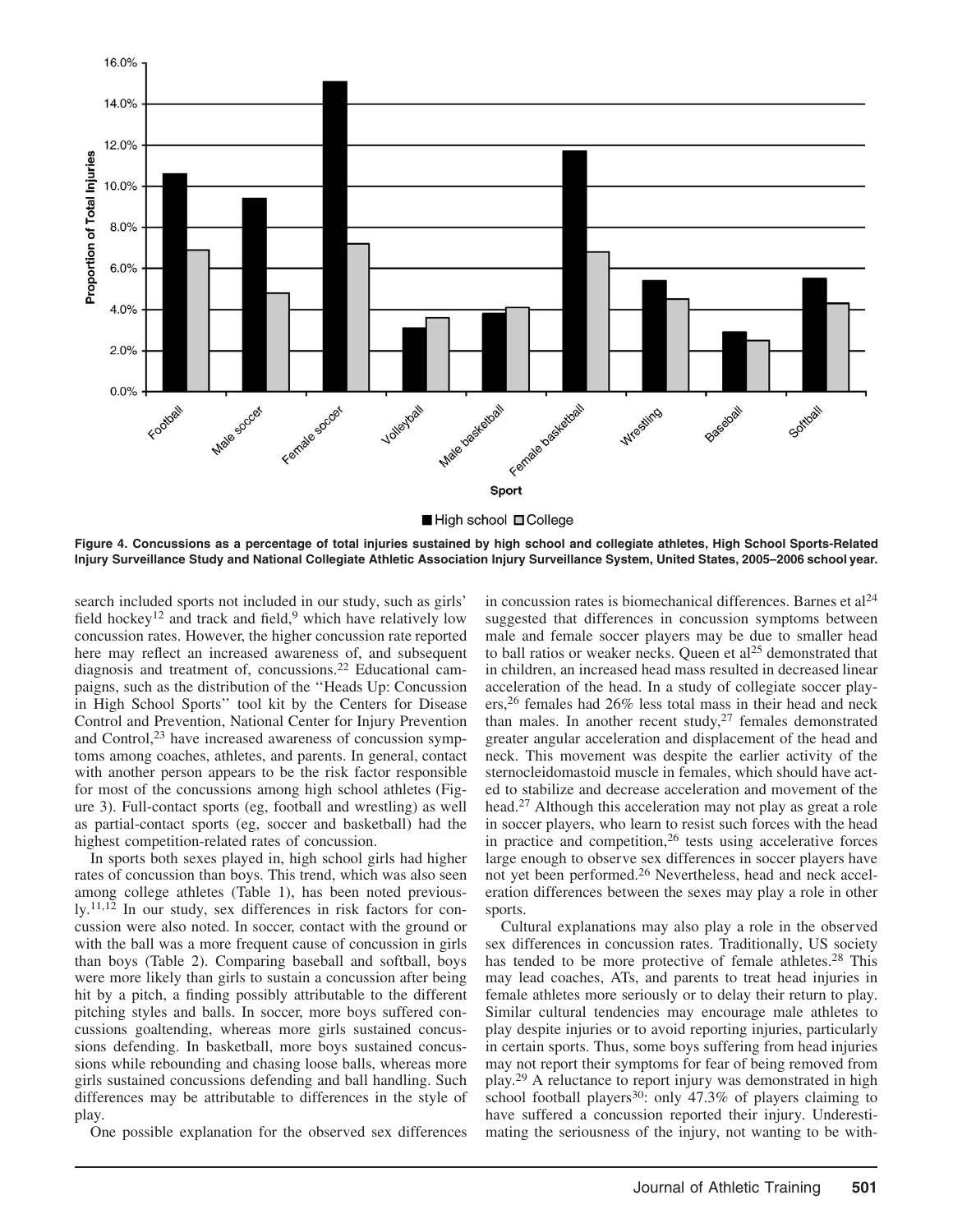**Figure 4. Concussions as a percentage of total injuries sustained by high school and collegiate athletes, High School Sports-Related Injury Surveillance Study and National Collegiate Athletic Association Injury Surveillance System, United States, 2005–2006 school year.**

search included sports not included in our study, such as girls' field hockey[12] and track and field,[9] which have relatively low concussion rates. However, the higher concussion rate reported here may reflect an increased awareness of, and subsequent diagnosis and treatment of, concussions.[22] Educational campaigns, such as the distribution of the ''Heads Up: Concussion in High School Sports'' tool kit by the Centers for Disease Control and Prevention, National Center for Injury Prevention and Control,[23] have increased awareness of concussion symptoms among coaches, athletes, and parents. In general, contact with another person appears to be the risk factor responsible for most of the concussions among high school athletes (Figure 3). Full-contact sports (eg, football and wrestling) as well as partial-contact sports (eg, soccer and basketball) had the highest competition-related rates of concussion.

In sports both sexes played in, high school girls had higher rates of concussion than boys. This trend, which was also seen among college athletes (Table 1), has been noted previously.[11,12] In our study, sex differences in risk factors for concussion were also noted. In soccer, contact with the ground or with the ball was a more frequent cause of concussion in girls than boys (Table 2). Comparing baseball and softball, boys were more likely than girls to sustain a concussion after being hit by a pitch, a finding possibly attributable to the different pitching styles and balls. In soccer, more boys suffered concussions goaltending, whereas more girls sustained concussions defending. In basketball, more boys sustained concussions while rebounding and chasing loose balls, whereas more girls sustained concussions defending and ball handling. Such differences may be attributable to differences in the style of play.

One possible explanation for the observed sex differences in concussion rates is biomechanical differences. Barnes et al[24] suggested that differences in concussion symptoms between male and female soccer players may be due to smaller head to ball ratios or weaker necks. Queen et al[25] demonstrated that in children, an increased head mass resulted in decreased linear acceleration of the head. In a study of collegiate soccer players,[26] females had 26% less total mass in their head and neck than males. In another recent study,[27] females demonstrated greater angular acceleration and displacement of the head and neck. This movement was despite the earlier activity of the sternocleidomastoid muscle in females, which should have acted to stabilize and decrease acceleration and movement of the head.[27] Although this acceleration may not play as great a role in soccer players, who learn to resist such forces with the head in practice and competition,[26] tests using accelerative forces large enough to observe sex differences in soccer players have not yet been performed.[26] Nevertheless, head and neck acceleration differences between the sexes may play a role in other sports.

Cultural explanations may also play a role in the observed sex differences in concussion rates. Traditionally, US society has tended to be more protective of female athletes.[28] This may lead coaches, ATs, and parents to treat head injuries in female athletes more seriously or to delay their return to play. Similar cultural tendencies may encourage male athletes to play despite injuries or to avoid reporting injuries, particularly in certain sports. Thus, some boys suffering from head injuries may not report their symptoms for fear of being removed from play.[29] A reluctance to report injury was demonstrated in high school football players[30]: only 47.3% of players claiming to have suffered a concussion reported their injury. Underestimating the seriousness of the injury, not wanting to be with-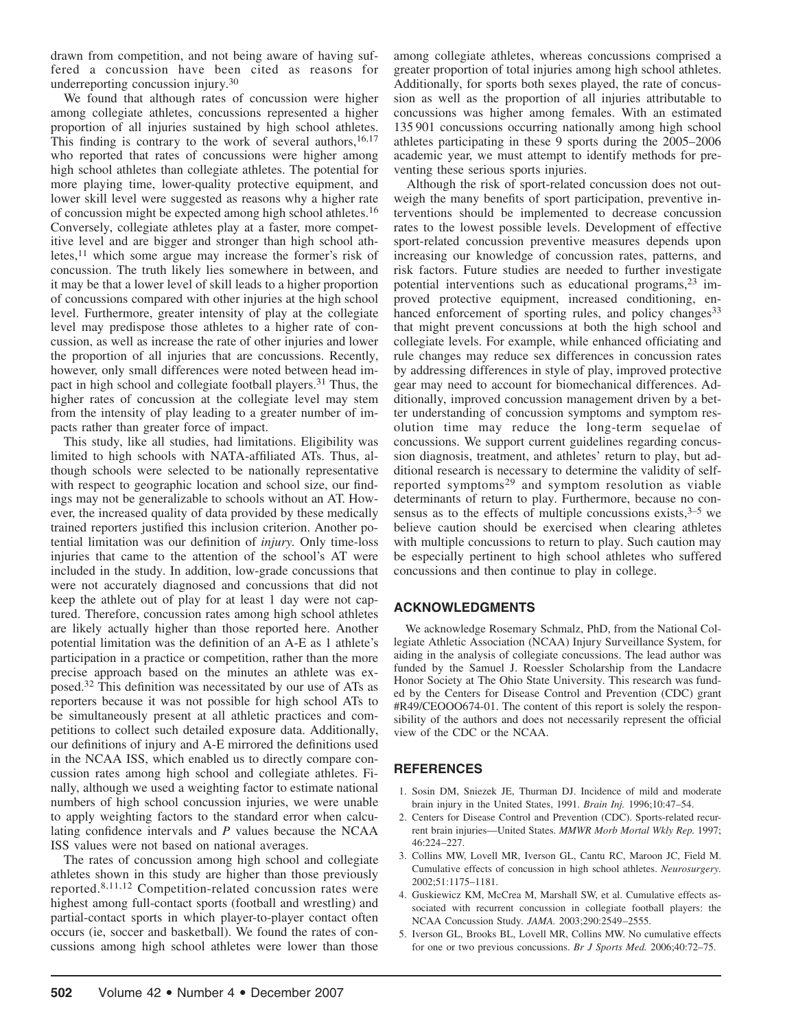drawn from competition, and not being aware of having suffered a concussion have been cited as reasons for underreporting concussion injury.[30]

We found that although rates of concussion were higher among collegiate athletes, concussions represented a higher proportion of all injuries sustained by high school athletes. This finding is contrary to the work of several authors,[16,17] who reported that rates of concussions were higher among high school athletes than collegiate athletes. The potential for more playing time, lower-quality protective equipment, and lower skill level were suggested as reasons why a higher rate of concussion might be expected among high school athletes.[16] Conversely, collegiate athletes play at a faster, more competitive level and are bigger and stronger than high school athletes,[11] which some argue may increase the former's risk of concussion. The truth likely lies somewhere in between, and it may be that a lower level of skill leads to a higher proportion of concussions compared with other injuries at the high school level. Furthermore, greater intensity of play at the collegiate level may predispose those athletes to a higher rate of concussion, as well as increase the rate of other injuries and lower the proportion of all injuries that are concussions. Recently, however, only small differences were noted between head impact in high school and collegiate football players.[31] Thus, the higher rates of concussion at the collegiate level may stem from the intensity of play leading to a greater number of impacts rather than greater force of impact.

This study, like all studies, had limitations. Eligibility was limited to high schools with NATA-affiliated ATs. Thus, although schools were selected to be nationally representative with respect to geographic location and school size, our findings may not be generalizable to schools without an AT. However, the increased quality of data provided by these medically trained reporters justified this inclusion criterion. Another potential limitation was our definition of *injury.* Only time-loss injuries that came to the attention of the school's AT were included in the study. In addition, low-grade concussions that were not accurately diagnosed and concussions that did not keep the athlete out of play for at least 1 day were not captured. Therefore, concussion rates among high school athletes are likely actually higher than those reported here. Another potential limitation was the definition of an A-E as 1 athlete's participation in a practice or competition, rather than the more precise approach based on the minutes an athlete was exposed.[32] This definition was necessitated by our use of ATs as reporters because it was not possible for high school ATs to be simultaneously present at all athletic practices and competitions to collect such detailed exposure data. Additionally, our definitions of injury and A-E mirrored the definitions used in the NCAA ISS, which enabled us to directly compare concussion rates among high school and collegiate athletes. Finally, although we used a weighting factor to estimate national numbers of high school concussion injuries, we were unable to apply weighting factors to the standard error when calculating confidence intervals and $P$ values because the NCAA ISS values were not based on national averages.

The rates of concussion among high school and collegiate athletes shown in this study are higher than those previously reported.[8,11,12] Competition-related concussion rates were highest among full-contact sports (football and wrestling) and partial-contact sports in which player-to-player contact often occurs (ie, soccer and basketball). We found the rates of concussions among high school athletes were lower than those among collegiate athletes, whereas concussions comprised a greater proportion of total injuries among high school athletes. Additionally, for sports both sexes played, the rate of concussion as well as the proportion of all injuries attributable to concussions was higher among females. With an estimated 135 901 concussions occurring nationally among high school athletes participating in these 9 sports during the 2005–2006 academic year, we must attempt to identify methods for preventing these serious sports injuries.

Although the risk of sport-related concussion does not outweigh the many benefits of sport participation, preventive interventions should be implemented to decrease concussion rates to the lowest possible levels. Development of effective sport-related concussion preventive measures depends upon increasing our knowledge of concussion rates, patterns, and risk factors. Future studies are needed to further investigate potential interventions such as educational programs,[23] improved protective equipment, increased conditioning, enhanced enforcement of sporting rules, and policy changes[33] that might prevent concussions at both the high school and collegiate levels. For example, while enhanced officiating and rule changes may reduce sex differences in concussion rates by addressing differences in style of play, improved protective gear may need to account for biomechanical differences. Additionally, improved concussion management driven by a better understanding of concussion symptoms and symptom resolution time may reduce the long-term sequelae of concussions. We support current guidelines regarding concussion diagnosis, treatment, and athletes' return to play, but additional research is necessary to determine the validity of self-reported symptoms[29] and symptom resolution as viable determinants of return to play. Furthermore, because no consensus as to the effects of multiple concussions exists,[3–5] we believe caution should be exercised when clearing athletes with multiple concussions to return to play. Such caution may be especially pertinent to high school athletes who suffered concussions and then continue to play in college.

## ACKNOWLEDGMENTS

We acknowledge Rosemary Schmalz, PhD, from the National Collegiate Athletic Association (NCAA) Injury Surveillance System, for aiding in the analysis of collegiate concussions. The lead author was funded by the Samuel J. Roessler Scholarship from the Landacre Honor Society at The Ohio State University. This research was funded by the Centers for Disease Control and Prevention (CDC) grant #R49/CEOOO674-01. The content of this report is solely the responsibility of the authors and does not necessarily represent the official view of the CDC or the NCAA.

## REFERENCES

1. Sosin DM, Sniezek JE, Thurman DJ. Incidence of mild and moderate brain injury in the United States, 1991. *Brain Inj.* 1996;10:47–54.
2. Centers for Disease Control and Prevention (CDC). Sports-related recurrent brain injuries—United States. *MMWR Morb Mortal Wkly Rep.* 1997; 46:224–227.
3. Collins MW, Lovell MR, Iverson GL, Cantu RC, Maroon JC, Field M. Cumulative effects of concussion in high school athletes. *Neurosurgery.* 2002;51:1175–1181.
4. Guskiewicz KM, McCrea M, Marshall SW, et al. Cumulative effects associated with recurrent concussion in collegiate football players: the NCAA Concussion Study. *JAMA.* 2003;290:2549–2555.
5. Iverson GL, Brooks BL, Lovell MR, Collins MW. No cumulative effects for one or two previous concussions. *Br J Sports Med.* 2006;40:72–75.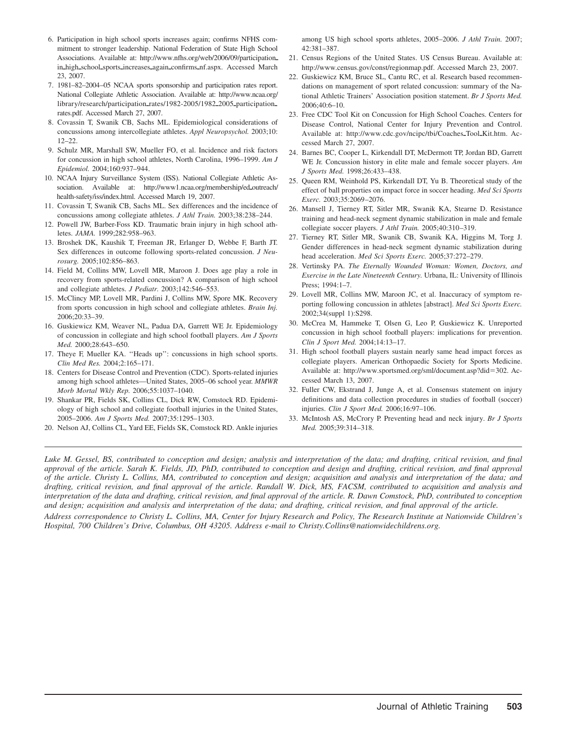6. Participation in high school sports increases again; confirms NFHS commitment to stronger leadership. National Federation of State High School Associations. Available at: http://www.nfhs.org/web/2006/09/participation_in_high_school_sports_increases_again_confirms_nf.aspx. Accessed March 23, 2007.
7. 1981–82–2004–05 NCAA sports sponsorship and participation rates report. National Collegiate Athletic Association. Available at: http://www.ncaa.org/library/research/participation_rates/1982-2005/1982_2005_participation_rates.pdf. Accessed March 27, 2007.
8. Covassin T, Swanik CB, Sachs ML. Epidemiological considerations of concussions among intercollegiate athletes. *Appl Neuropsychol.* 2003;10:12–22.
9. Schulz MR, Marshall SW, Mueller FO, et al. Incidence and risk factors for concussion in high school athletes, North Carolina, 1996–1999. *Am J Epidemiol.* 2004;160:937–944.
10. NCAA Injury Surveillance System (ISS). National Collegiate Athletic Association. Available at: http://www1.ncaa.org/membership/ed_outreach/health-safety/iss/index.html. Accessed March 19, 2007.
11. Covassin T, Swanik CB, Sachs ML. Sex differences and the incidence of concussions among collegiate athletes. *J Athl Train.* 2003;38:238–244.
12. Powell JW, Barber-Foss KD. Traumatic brain injury in high school athletes. *JAMA.* 1999;282:958–963.
13. Broshek DK, Kaushik T, Freeman JR, Erlanger D, Webbe F, Barth JT. Sex differences in outcome following sports-related concussion. *J Neurosurg.* 2005;102:856–863.
14. Field M, Collins MW, Lovell MR, Maroon J. Does age play a role in recovery from sports-related concussion? A comparison of high school and collegiate athletes. *J Pediatr.* 2003;142:546–553.
15. McClincy MP, Lovell MR, Pardini J, Collins MW, Spore MK. Recovery from sports concussion in high school and collegiate athletes. *Brain Inj.* 2006;20:33–39.
16. Guskiewicz KM, Weaver NL, Padua DA, Garrett WE Jr. Epidemiology of concussion in collegiate and high school football players. *Am J Sports Med.* 2000;28:643–650.
17. Theye F, Mueller KA. "Heads up": concussions in high school sports. *Clin Med Res.* 2004;2:165–171.
18. Centers for Disease Control and Prevention (CDC). Sports-related injuries among high school athletes—United States, 2005–06 school year. *MMWR Morb Mortal Wkly Rep.* 2006;55:1037–1040.
19. Shankar PR, Fields SK, Collins CL, Dick RW, Comstock RD. Epidemiology of high school and collegiate football injuries in the United States, 2005–2006. *Am J Sports Med.* 2007;35:1295–1303.
20. Nelson AJ, Collins CL, Yard EE, Fields SK, Comstock RD. Ankle injuries among US high school sports athletes, 2005–2006. *J Athl Train.* 2007;42:381–387.
21. Census Regions of the United States. US Census Bureau. Available at: http://www.census.gov/const/regionmap.pdf. Accessed March 23, 2007.
22. Guskiewicz KM, Bruce SL, Cantu RC, et al. Research based recommendations on management of sport related concussion: summary of the National Athletic Trainers' Association position statement. *Br J Sports Med.* 2006;40:6–10.
23. Free CDC Tool Kit on Concussion for High School Coaches. Centers for Disease Control, National Center for Injury Prevention and Control. Available at: http://www.cdc.gov/ncipc/tbi/Coaches_Tool_Kit.htm. Accessed March 27, 2007.
24. Barnes BC, Cooper L, Kirkendall DT, McDermott TP, Jordan BD, Garrett WE Jr. Concussion history in elite male and female soccer players. *Am J Sports Med.* 1998;26:433–438.
25. Queen RM, Weinhold PS, Kirkendall DT, Yu B. Theoretical study of the effect of ball properties on impact force in soccer heading. *Med Sci Sports Exerc.* 2003;35:2069–2076.
26. Mansell J, Tierney RT, Sitler MR, Swanik KA, Stearne D. Resistance training and head-neck segment dynamic stabilization in male and female collegiate soccer players. *J Athl Train.* 2005;40:310–319.
27. Tierney RT, Sitler MR, Swanik CB, Swanik KA, Higgins M, Torg J. Gender differences in head-neck segment dynamic stabilization during head acceleration. *Med Sci Sports Exerc.* 2005;37:272–279.
28. Vertinsky PA. *The Eternally Wounded Woman: Women, Doctors, and Exercise in the Late Nineteenth Century.* Urbana, IL: University of Illinois Press; 1994:1–7.
29. Lovell MR, Collins MW, Maroon JC, et al. Inaccuracy of symptom reporting following concussion in athletes [abstract]. *Med Sci Sports Exerc.* 2002;34(suppl 1):S298.
30. McCrea M, Hammeke T, Olsen G, Leo P, Guskiewicz K. Unreported concussion in high school football players: implications for prevention. *Clin J Sport Med.* 2004;14:13–17.
31. High school football players sustain nearly same head impact forces as collegiate players. American Orthopaedic Society for Sports Medicine. Available at: http://www.sportsmed.org/sml/document.asp?did=302. Accessed March 13, 2007.
32. Fuller CW, Ekstrand J, Junge A, et al. Consensus statement on injury definitions and data collection procedures in studies of football (soccer) injuries. *Clin J Sport Med.* 2006;16:97–106.
33. McIntosh AS, McCrory P. Preventing head and neck injury. *Br J Sports Med.* 2005;39:314–318.

---

*Luke M. Gessel, BS, contributed to conception and design; analysis and interpretation of the data; and drafting, critical revision, and final approval of the article. Sarah K. Fields, JD, PhD, contributed to conception and design and drafting, critical revision, and final approval of the article. Christy L. Collins, MA, contributed to conception and design; acquisition and analysis and interpretation of the data; and drafting, critical revision, and final approval of the article. Randall W. Dick, MS, FACSM, contributed to acquisition and analysis and interpretation of the data and drafting, critical revision, and final approval of the article. R. Dawn Comstock, PhD, contributed to conception and design; acquisition and analysis and interpretation of the data; and drafting, critical revision, and final approval of the article.*

*Address correspondence to Christy L. Collins, MA, Center for Injury Research and Policy, The Research Institute at Nationwide Children's Hospital, 700 Children's Drive, Columbus, OH 43205. Address e-mail to Christy.Collins@nationwidechildrens.org.*